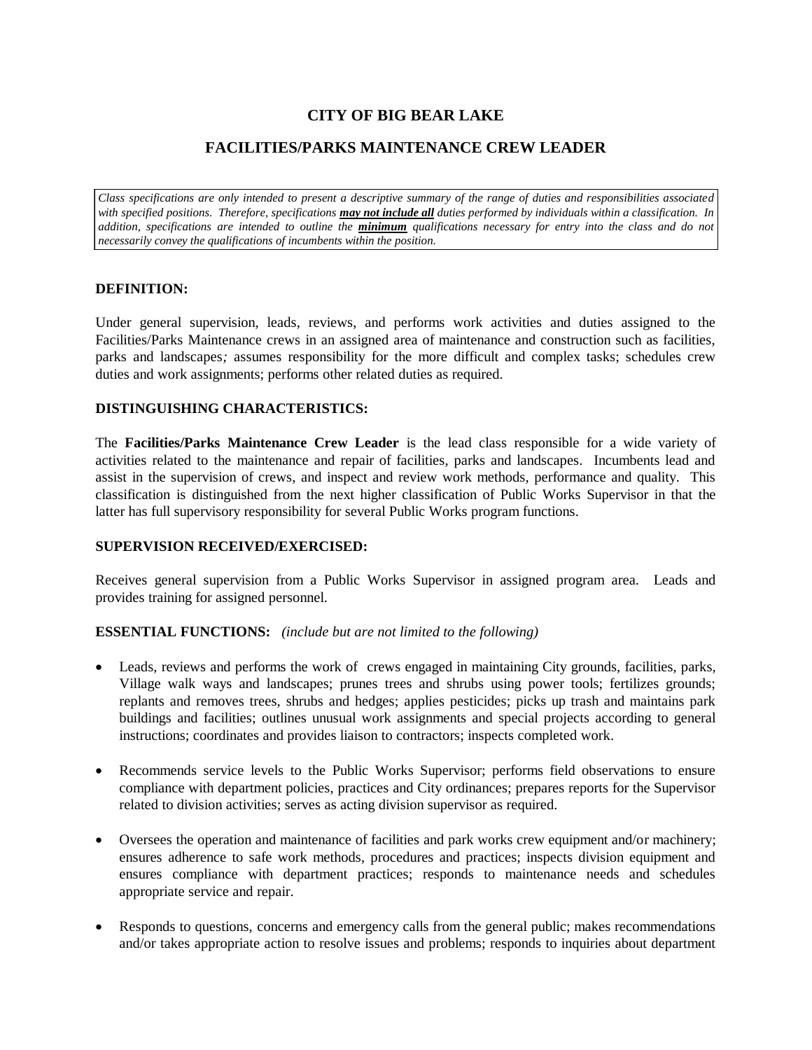# CITY OF BIG BEAR LAKE

## FACILITIES/PARKS MAINTENANCE CREW LEADER

*Class specifications are only intended to present a descriptive summary of the range of duties and responsibilities associated with specified positions. Therefore, specifications **may not include all** duties performed by individuals within a classification. In addition, specifications are intended to outline the **minimum** qualifications necessary for entry into the class and do not necessarily convey the qualifications of incumbents within the position.*

### DEFINITION:

Under general supervision, leads, reviews, and performs work activities and duties assigned to the Facilities/Parks Maintenance crews in an assigned area of maintenance and construction such as facilities, parks and landscapes*;* assumes responsibility for the more difficult and complex tasks; schedules crew duties and work assignments; performs other related duties as required.

### DISTINGUISHING CHARACTERISTICS:

The **Facilities/Parks Maintenance Crew Leader** is the lead class responsible for a wide variety of activities related to the maintenance and repair of facilities, parks and landscapes. Incumbents lead and assist in the supervision of crews, and inspect and review work methods, performance and quality. This classification is distinguished from the next higher classification of Public Works Supervisor in that the latter has full supervisory responsibility for several Public Works program functions.

### SUPERVISION RECEIVED/EXERCISED:

Receives general supervision from a Public Works Supervisor in assigned program area. Leads and provides training for assigned personnel.

### ESSENTIAL FUNCTIONS: *(include but are not limited to the following)*

- Leads, reviews and performs the work of crews engaged in maintaining City grounds, facilities, parks, Village walk ways and landscapes; prunes trees and shrubs using power tools; fertilizes grounds; replants and removes trees, shrubs and hedges; applies pesticides; picks up trash and maintains park buildings and facilities; outlines unusual work assignments and special projects according to general instructions; coordinates and provides liaison to contractors; inspects completed work.

- Recommends service levels to the Public Works Supervisor; performs field observations to ensure compliance with department policies, practices and City ordinances; prepares reports for the Supervisor related to division activities; serves as acting division supervisor as required.

- Oversees the operation and maintenance of facilities and park works crew equipment and/or machinery; ensures adherence to safe work methods, procedures and practices; inspects division equipment and ensures compliance with department practices; responds to maintenance needs and schedules appropriate service and repair.

- Responds to questions, concerns and emergency calls from the general public; makes recommendations and/or takes appropriate action to resolve issues and problems; responds to inquiries about department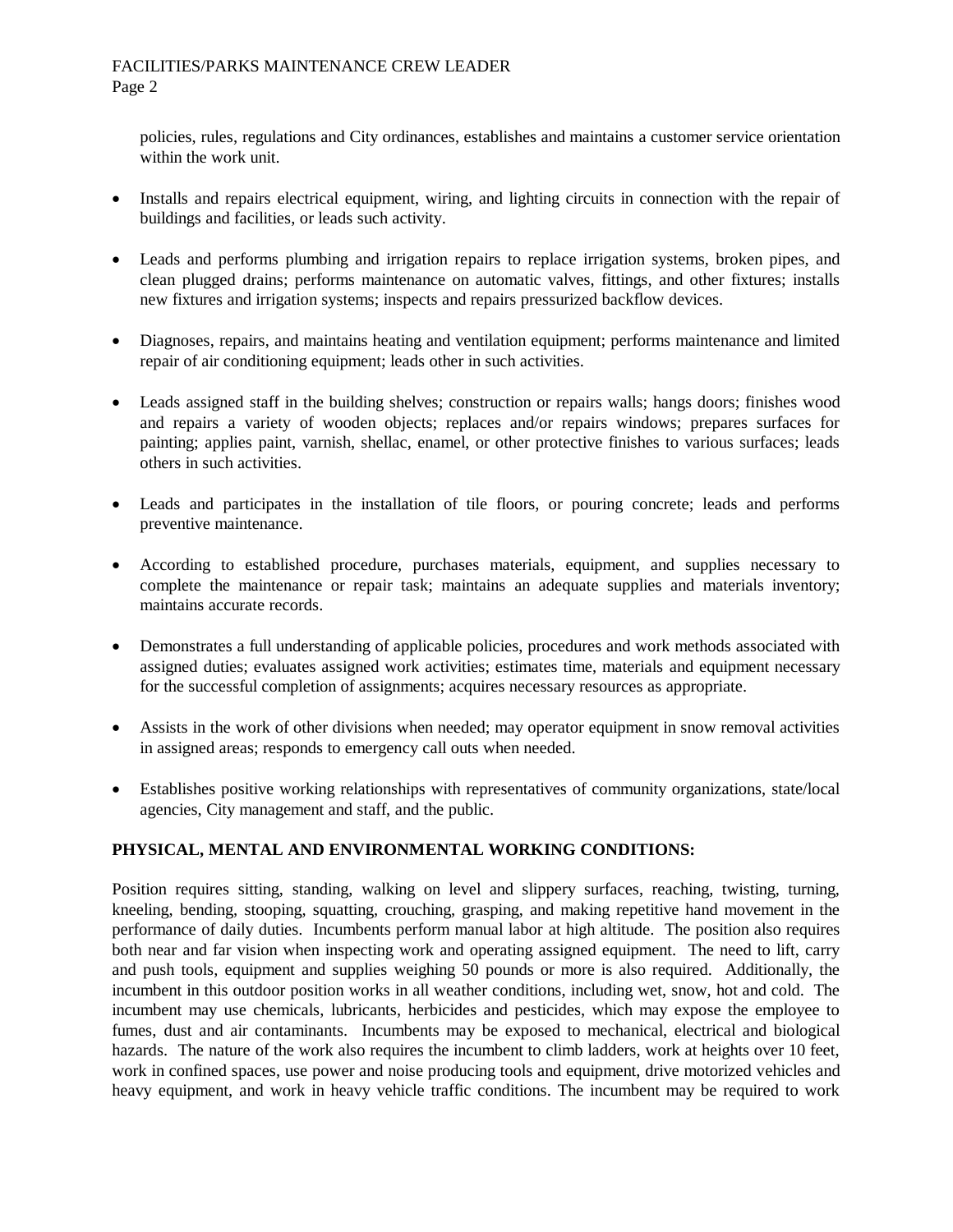policies, rules, regulations and City ordinances, establishes and maintains a customer service orientation within the work unit.

- Installs and repairs electrical equipment, wiring, and lighting circuits in connection with the repair of buildings and facilities, or leads such activity.
- Leads and performs plumbing and irrigation repairs to replace irrigation systems, broken pipes, and clean plugged drains; performs maintenance on automatic valves, fittings, and other fixtures; installs new fixtures and irrigation systems; inspects and repairs pressurized backflow devices.
- Diagnoses, repairs, and maintains heating and ventilation equipment; performs maintenance and limited repair of air conditioning equipment; leads other in such activities.
- Leads assigned staff in the building shelves; construction or repairs walls; hangs doors; finishes wood and repairs a variety of wooden objects; replaces and/or repairs windows; prepares surfaces for painting; applies paint, varnish, shellac, enamel, or other protective finishes to various surfaces; leads others in such activities.
- Leads and participates in the installation of tile floors, or pouring concrete; leads and performs preventive maintenance.
- According to established procedure, purchases materials, equipment, and supplies necessary to complete the maintenance or repair task; maintains an adequate supplies and materials inventory; maintains accurate records.
- Demonstrates a full understanding of applicable policies, procedures and work methods associated with assigned duties; evaluates assigned work activities; estimates time, materials and equipment necessary for the successful completion of assignments; acquires necessary resources as appropriate.
- Assists in the work of other divisions when needed; may operator equipment in snow removal activities in assigned areas; responds to emergency call outs when needed.
- Establishes positive working relationships with representatives of community organizations, state/local agencies, City management and staff, and the public.

**PHYSICAL, MENTAL AND ENVIRONMENTAL WORKING CONDITIONS:**

Position requires sitting, standing, walking on level and slippery surfaces, reaching, twisting, turning, kneeling, bending, stooping, squatting, crouching, grasping, and making repetitive hand movement in the performance of daily duties. Incumbents perform manual labor at high altitude. The position also requires both near and far vision when inspecting work and operating assigned equipment. The need to lift, carry and push tools, equipment and supplies weighing 50 pounds or more is also required. Additionally, the incumbent in this outdoor position works in all weather conditions, including wet, snow, hot and cold. The incumbent may use chemicals, lubricants, herbicides and pesticides, which may expose the employee to fumes, dust and air contaminants. Incumbents may be exposed to mechanical, electrical and biological hazards. The nature of the work also requires the incumbent to climb ladders, work at heights over 10 feet, work in confined spaces, use power and noise producing tools and equipment, drive motorized vehicles and heavy equipment, and work in heavy vehicle traffic conditions. The incumbent may be required to work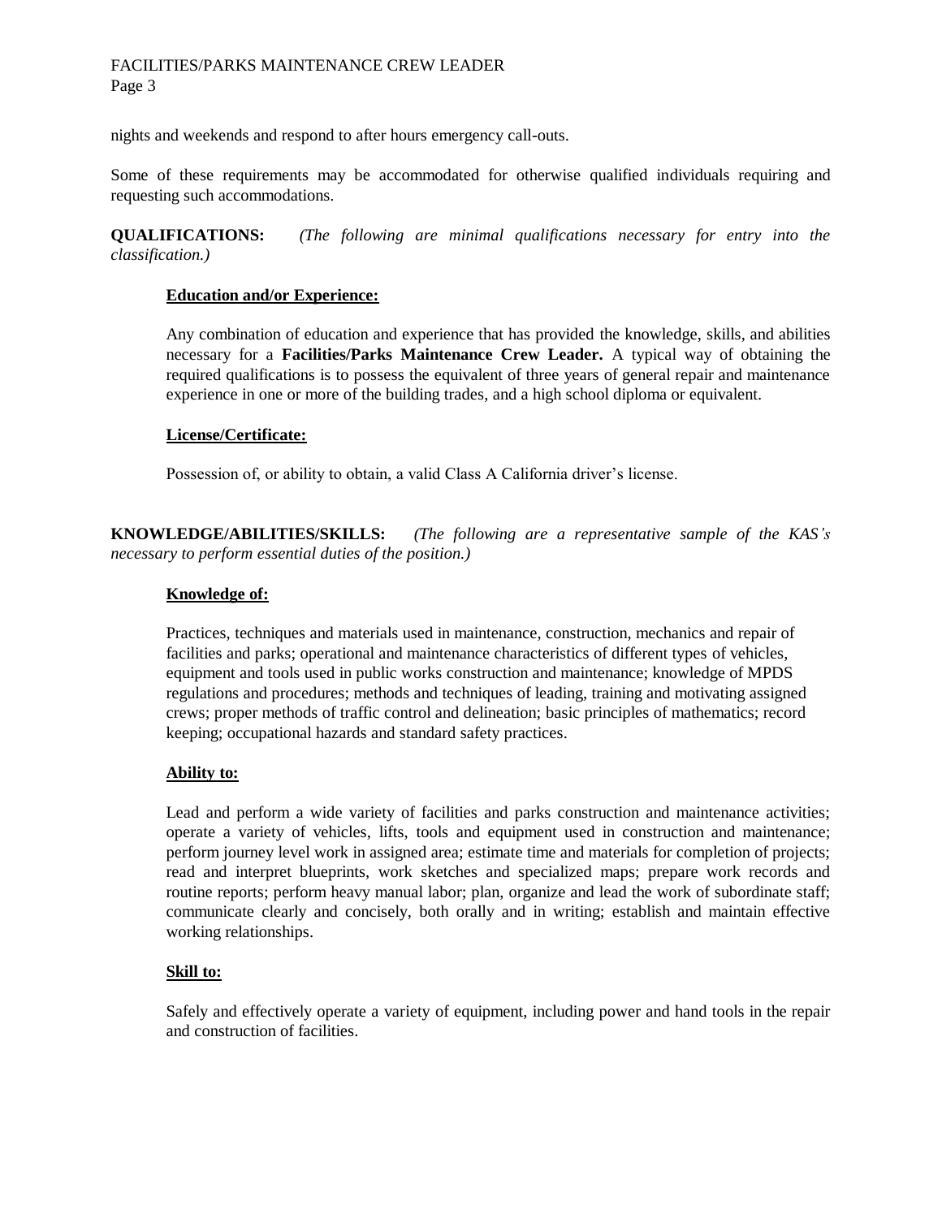nights and weekends and respond to after hours emergency call-outs.

Some of these requirements may be accommodated for otherwise qualified individuals requiring and requesting such accommodations.

**QUALIFICATIONS:** *(The following are minimal qualifications necessary for entry into the classification.)*

**Education and/or Experience:**

Any combination of education and experience that has provided the knowledge, skills, and abilities necessary for a **Facilities/Parks Maintenance Crew Leader.** A typical way of obtaining the required qualifications is to possess the equivalent of three years of general repair and maintenance experience in one or more of the building trades, and a high school diploma or equivalent.

**License/Certificate:**

Possession of, or ability to obtain, a valid Class A California driver's license.

**KNOWLEDGE/ABILITIES/SKILLS:** *(The following are a representative sample of the KAS's necessary to perform essential duties of the position.)*

**Knowledge of:**

Practices, techniques and materials used in maintenance, construction, mechanics and repair of facilities and parks; operational and maintenance characteristics of different types of vehicles, equipment and tools used in public works construction and maintenance; knowledge of MPDS regulations and procedures; methods and techniques of leading, training and motivating assigned crews; proper methods of traffic control and delineation; basic principles of mathematics; record keeping; occupational hazards and standard safety practices.

**Ability to:**

Lead and perform a wide variety of facilities and parks construction and maintenance activities; operate a variety of vehicles, lifts, tools and equipment used in construction and maintenance; perform journey level work in assigned area; estimate time and materials for completion of projects; read and interpret blueprints, work sketches and specialized maps; prepare work records and routine reports; perform heavy manual labor; plan, organize and lead the work of subordinate staff; communicate clearly and concisely, both orally and in writing; establish and maintain effective working relationships.

**Skill to:**

Safely and effectively operate a variety of equipment, including power and hand tools in the repair and construction of facilities.